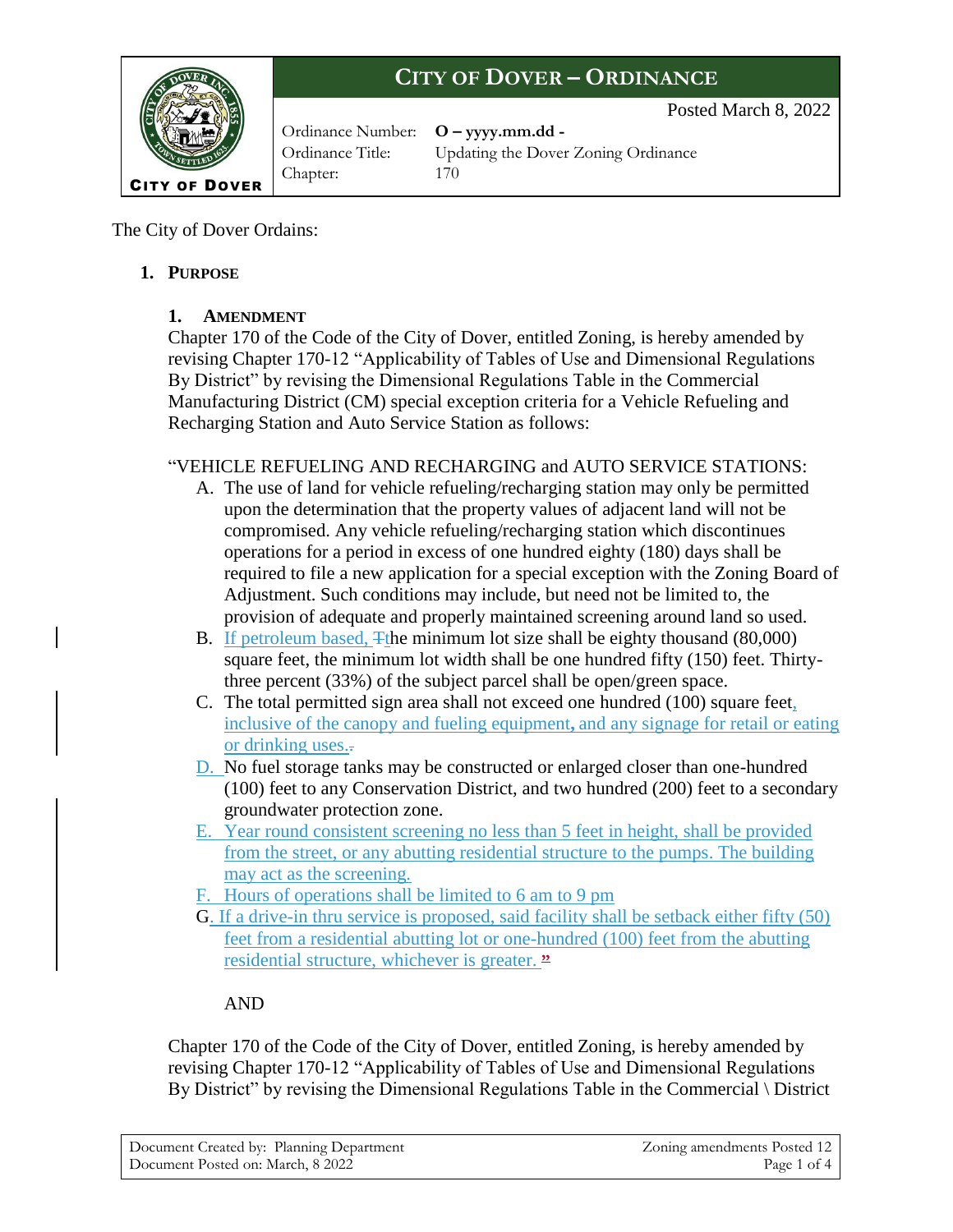# CITY OF DOVER – ORDINANCE

Posted March 8, 2022

Ordinance Number: **O – yyyy.mm.dd -**
Ordinance Title: Updating the Dover Zoning Ordinance
Chapter: 170

CITY OF DOVER

The City of Dover Ordains:

1. **PURPOSE**

   1. **AMENDMENT**

Chapter 170 of the Code of the City of Dover, entitled Zoning, is hereby amended by revising Chapter 170-12 "Applicability of Tables of Use and Dimensional Regulations By District" by revising the Dimensional Regulations Table in the Commercial Manufacturing District (CM) special exception criteria for a Vehicle Refueling and Recharging Station and Auto Service Station as follows:

"VEHICLE REFUELING AND RECHARGING and AUTO SERVICE STATIONS:

A. The use of land for vehicle refueling/recharging station may only be permitted upon the determination that the property values of adjacent land will not be compromised. Any vehicle refueling/recharging station which discontinues operations for a period in excess of one hundred eighty (180) days shall be required to file a new application for a special exception with the Zoning Board of Adjustment. Such conditions may include, but need not be limited to, the provision of adequate and properly maintained screening around land so used.
B. If petroleum based, ~~T~~the minimum lot size shall be eighty thousand (80,000) square feet, the minimum lot width shall be one hundred fifty (150) feet. Thirty-three percent (33%) of the subject parcel shall be open/green space.
C. The total permitted sign area shall not exceed one hundred (100) square feet, inclusive of the canopy and fueling equipment, and any signage for retail or eating or drinking uses.~~.~~
D. No fuel storage tanks may be constructed or enlarged closer than one-hundred (100) feet to any Conservation District, and two hundred (200) feet to a secondary groundwater protection zone.
E. Year round consistent screening no less than 5 feet in height, shall be provided from the street, or any abutting residential structure to the pumps. The building may act as the screening.
F. Hours of operations shall be limited to 6 am to 9 pm
G. If a drive-in thru service is proposed, said facility shall be setback either fifty (50) feet from a residential abutting lot or one-hundred (100) feet from the abutting residential structure, whichever is greater. "

AND

Chapter 170 of the Code of the City of Dover, entitled Zoning, is hereby amended by revising Chapter 170-12 "Applicability of Tables of Use and Dimensional Regulations By District" by revising the Dimensional Regulations Table in the Commercial \ District

Document Created by: Planning Department
Document Posted on: March, 8 2022
Zoning amendments Posted 12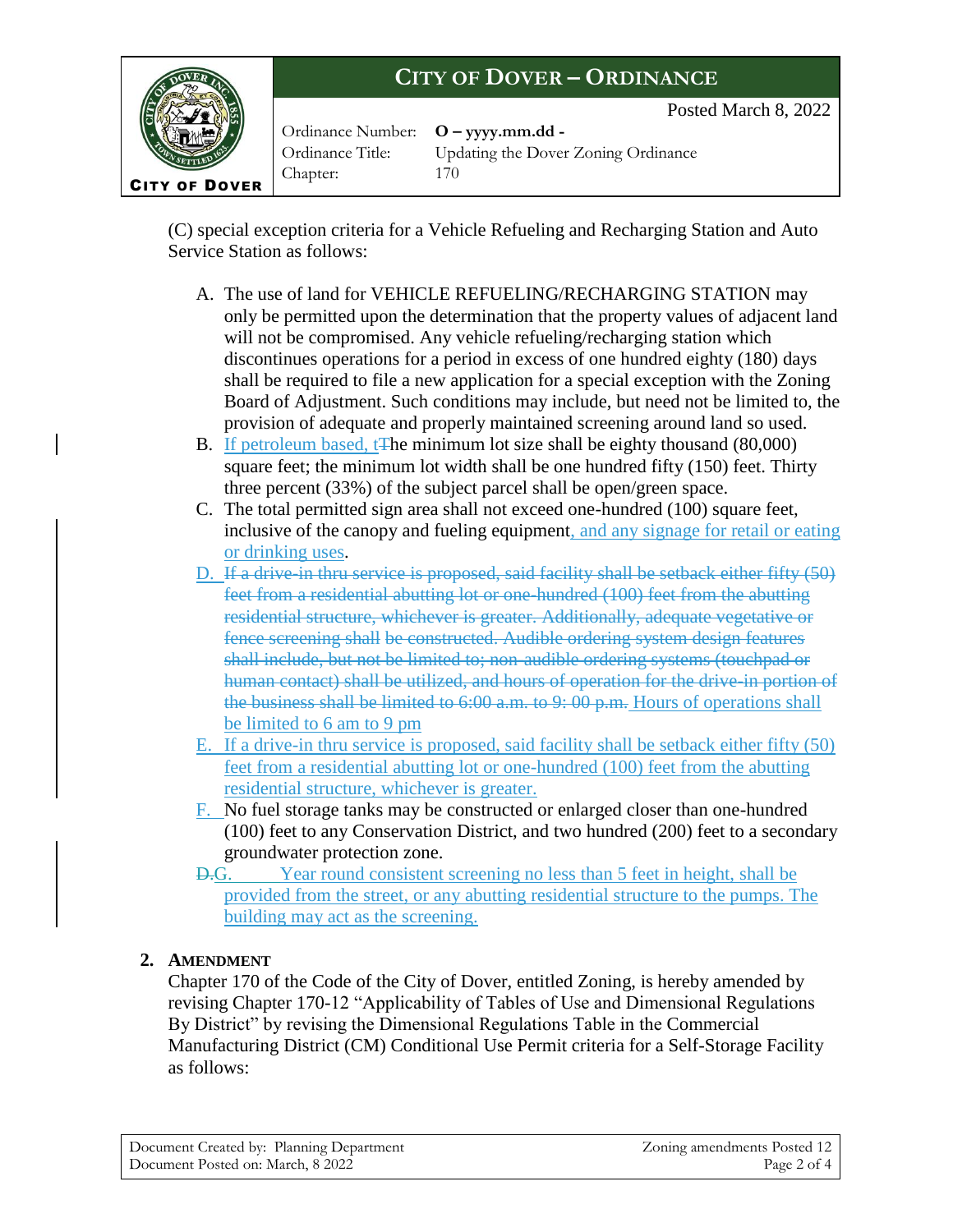(C) special exception criteria for a Vehicle Refueling and Recharging Station and Auto Service Station as follows:

A. The use of land for VEHICLE REFUELING/RECHARGING STATION may only be permitted upon the determination that the property values of adjacent land will not be compromised. Any vehicle refueling/recharging station which discontinues operations for a period in excess of one hundred eighty (180) days shall be required to file a new application for a special exception with the Zoning Board of Adjustment. Such conditions may include, but need not be limited to, the provision of adequate and properly maintained screening around land so used.

B. If petroleum based, t~~T~~he minimum lot size shall be eighty thousand (80,000) square feet; the minimum lot width shall be one hundred fifty (150) feet. Thirty three percent (33%) of the subject parcel shall be open/green space.

C. The total permitted sign area shall not exceed one-hundred (100) square feet, inclusive of the canopy and fueling equipment, and any signage for retail or eating or drinking uses.

D. ~~If a drive-in thru service is proposed, said facility shall be setback either fifty (50) feet from a residential abutting lot or one-hundred (100) feet from the abutting residential structure, whichever is greater. Additionally, adequate vegetative or fence screening shall be constructed. Audible ordering system design features shall include, but not be limited to; non-audible ordering systems (touchpad or human contact) shall be utilized, and hours of operation for the drive-in portion of the business shall be limited to 6:00 a.m. to 9: 00 p.m.~~ Hours of operations shall be limited to 6 am to 9 pm

E. If a drive-in thru service is proposed, said facility shall be setback either fifty (50) feet from a residential abutting lot or one-hundred (100) feet from the abutting residential structure, whichever is greater.

F. No fuel storage tanks may be constructed or enlarged closer than one-hundred (100) feet to any Conservation District, and two hundred (200) feet to a secondary groundwater protection zone.

~~D.~~G. Year round consistent screening no less than 5 feet in height, shall be provided from the street, or any abutting residential structure to the pumps. The building may act as the screening.

## 2. AMENDMENT

Chapter 170 of the Code of the City of Dover, entitled Zoning, is hereby amended by revising Chapter 170-12 "Applicability of Tables of Use and Dimensional Regulations By District" by revising the Dimensional Regulations Table in the Commercial Manufacturing District (CM) Conditional Use Permit criteria for a Self-Storage Facility as follows: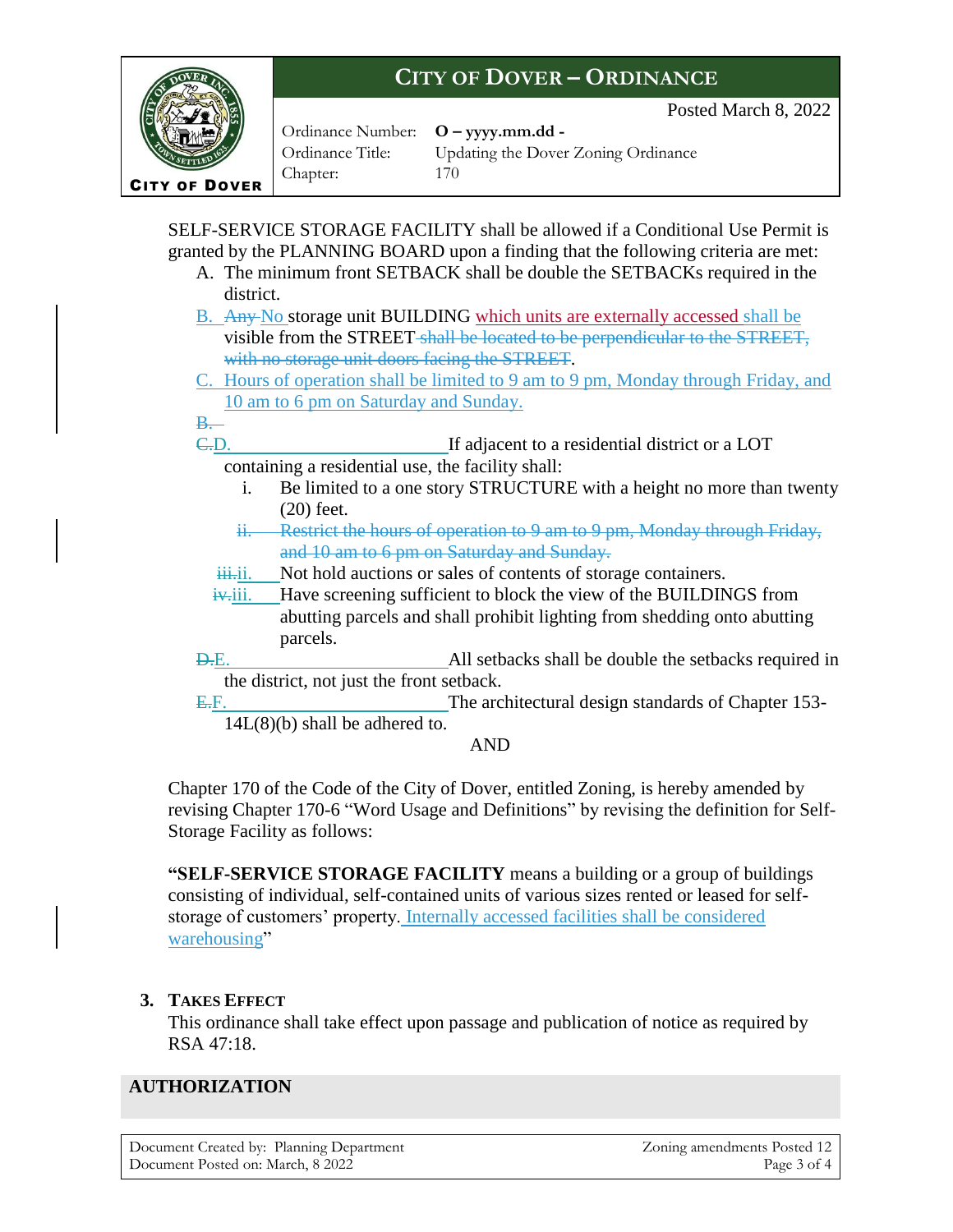SELF-SERVICE STORAGE FACILITY shall be allowed if a Conditional Use Permit is granted by the PLANNING BOARD upon a finding that the following criteria are met:

A. The minimum front SETBACK shall be double the SETBACKs required in the district.

B. ~~Any~~ No storage unit BUILDING which units are externally accessed shall be visible from the STREET ~~shall be located to be perpendicular to the STREET, with no storage unit doors facing the STREET~~.

C. Hours of operation shall be limited to 9 am to 9 pm, Monday through Friday, and 10 am to 6 pm on Saturday and Sunday.

~~B.~~

~~C.~~D. If adjacent to a residential district or a LOT containing a residential use, the facility shall:

   i. Be limited to a one story STRUCTURE with a height no more than twenty (20) feet.

   ~~ii. Restrict the hours of operation to 9 am to 9 pm, Monday through Friday, and 10 am to 6 pm on Saturday and Sunday.~~

   ~~iii.~~ii. Not hold auctions or sales of contents of storage containers.

   ~~iv.~~iii. Have screening sufficient to block the view of the BUILDINGS from abutting parcels and shall prohibit lighting from shedding onto abutting parcels.

~~D.~~E. All setbacks shall be double the setbacks required in the district, not just the front setback.

~~E.~~F. The architectural design standards of Chapter 153-14L(8)(b) shall be adhered to.

AND

Chapter 170 of the Code of the City of Dover, entitled Zoning, is hereby amended by revising Chapter 170-6 "Word Usage and Definitions" by revising the definition for Self-Storage Facility as follows:

**"SELF-SERVICE STORAGE FACILITY** means a building or a group of buildings consisting of individual, self-contained units of various sizes rented or leased for self-storage of customers' property. Internally accessed facilities shall be considered warehousing"

**3. TAKES EFFECT**

This ordinance shall take effect upon passage and publication of notice as required by RSA 47:18.

## AUTHORIZATION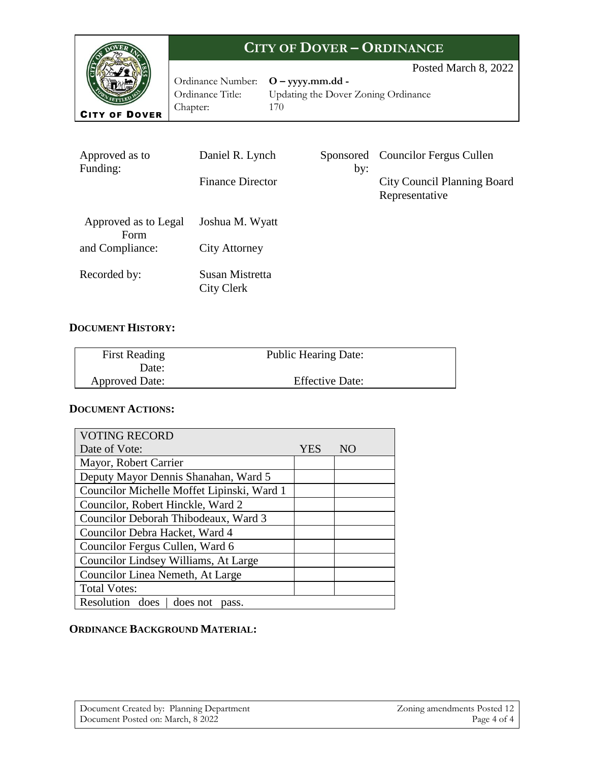# CITY OF DOVER – ORDINANCE

CITY OF DOVER

Posted March 8, 2022

Ordinance Number: **O – yyyy.mm.dd -**
Ordinance Title: Updating the Dover Zoning Ordinance
Chapter: 170

| | | | |
|---|---|---|---|
| Approved as to Funding: | Daniel R. Lynch<br>Finance Director | Sponsored by: | Councilor Fergus Cullen<br>City Council Planning Board Representative |
| Approved as to Legal Form and Compliance: | Joshua M. Wyatt<br>City Attorney | | |
| Recorded by: | Susan Mistretta<br>City Clerk | | |

**DOCUMENT HISTORY:**

| | |
|---|---|
| First Reading Date: | Public Hearing Date: |
| Approved Date: | Effective Date: |

**DOCUMENT ACTIONS:**

| VOTING RECORD<br>Date of Vote: | YES | NO |
|---|---|---|
| Mayor, Robert Carrier | | |
| Deputy Mayor Dennis Shanahan, Ward 5 | | |
| Councilor Michelle Moffet Lipinski, Ward 1 | | |
| Councilor, Robert Hinckle, Ward 2 | | |
| Councilor Deborah Thibodeaux, Ward 3 | | |
| Councilor Debra Hacket, Ward 4 | | |
| Councilor Fergus Cullen, Ward 6 | | |
| Councilor Lindsey Williams, At Large | | |
| Councilor Linea Nemeth, At Large | | |
| Total Votes: | | |
| Resolution does \| does not pass. | | |

**ORDINANCE BACKGROUND MATERIAL:**

Document Created by: Planning Department
Document Posted on: March, 8 2022
Zoning amendments Posted 12